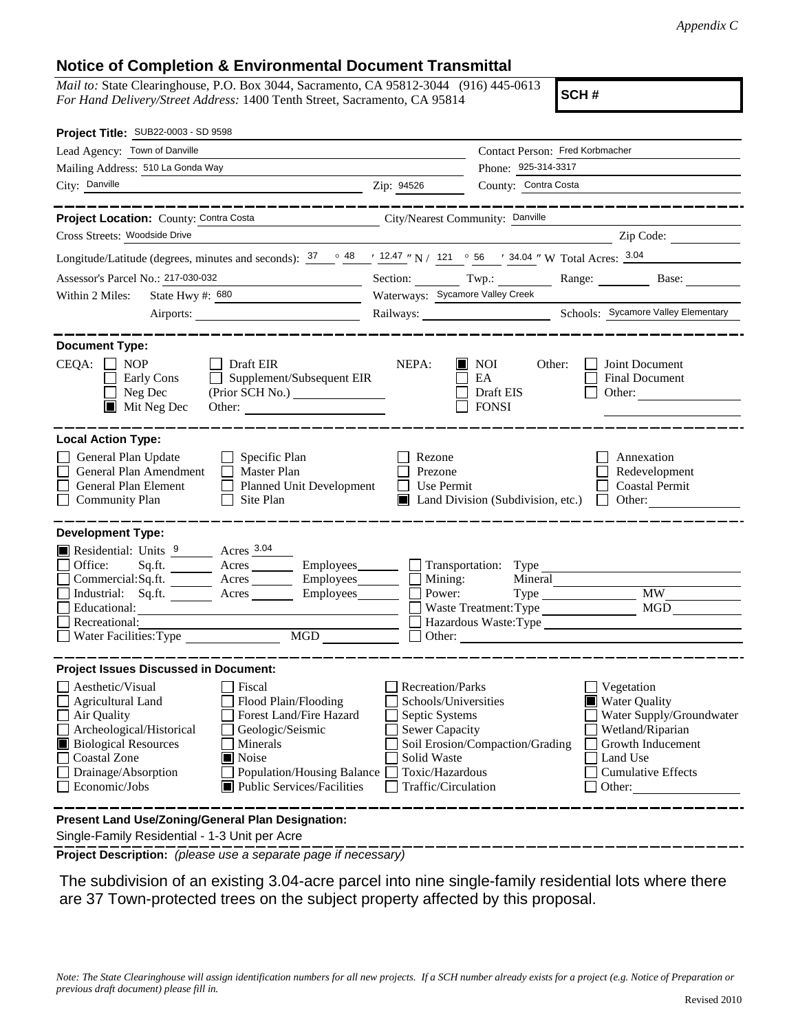*Appendix C*

## Notice of Completion & Environmental Document Transmittal

*Mail to:* State Clearinghouse, P.O. Box 3044, Sacramento, CA 95812-3044 (916) 445-0613
*For Hand Delivery/Street Address:* 1400 Tenth Street, Sacramento, CA 95814

**SCH #**

**Project Title:** SUB22-0003 - SD 9598

Lead Agency: Town of Danville
Contact Person: Fred Korbmacher
Mailing Address: 510 La Gonda Way
Phone: 925-314-3317
City: Danville
Zip: 94526
County: Contra Costa

**Project Location:** County: Contra Costa
City/Nearest Community: Danville
Cross Streets: Woodside Drive
Zip Code:

Longitude/Latitude (degrees, minutes and seconds): 37 ° 48 ′ 12.47 ″ N / 121 ° 56 ′ 34.04 ″ W Total Acres: 3.04

Assessor's Parcel No.: 217-030-032
Section: Twp.: Range: Base:

Within 2 Miles: State Hwy #: 680
Waterways: Sycamore Valley Creek
Airports:
Railways:
Schools: Sycamore Valley Elementary

**Document Type:**

CEQA: ☐ NOP ☐ Early Cons ☐ Neg Dec ■ Mit Neg Dec ☐ Draft EIR ☐ Supplement/Subsequent EIR (Prior SCH No.) Other:

NEPA: ■ NOI ☐ EA ☐ Draft EIS ☐ FONSI

Other: ☐ Joint Document ☐ Final Document ☐ Other:

**Local Action Type:**

☐ General Plan Update
☐ General Plan Amendment
☐ General Plan Element
☐ Community Plan
☐ Specific Plan
☐ Master Plan
☐ Planned Unit Development
☐ Site Plan
☐ Rezone
☐ Prezone
☐ Use Permit
■ Land Division (Subdivision, etc.)
☐ Annexation
☐ Redevelopment
☐ Coastal Permit
☐ Other:

**Development Type:**

■ Residential: Units 9 Acres 3.04
☐ Office: Sq.ft. Acres Employees
☐ Commercial: Sq.ft. Acres Employees
☐ Industrial: Sq.ft. Acres Employees
☐ Educational:
☐ Recreational:
☐ Water Facilities: Type MGD
☐ Transportation: Type
☐ Mining: Mineral
☐ Power: Type MW
☐ Waste Treatment: Type MGD
☐ Hazardous Waste: Type
☐ Other:

**Project Issues Discussed in Document:**

☐ Aesthetic/Visual
☐ Agricultural Land
☐ Air Quality
☐ Archeological/Historical
■ Biological Resources
☐ Coastal Zone
☐ Drainage/Absorption
☐ Economic/Jobs
☐ Fiscal
☐ Flood Plain/Flooding
☐ Forest Land/Fire Hazard
☐ Geologic/Seismic
☐ Minerals
■ Noise
☐ Population/Housing Balance
■ Public Services/Facilities
☐ Recreation/Parks
☐ Schools/Universities
☐ Septic Systems
☐ Sewer Capacity
☐ Soil Erosion/Compaction/Grading
☐ Solid Waste
☐ Toxic/Hazardous
☐ Traffic/Circulation
☐ Vegetation
■ Water Quality
☐ Water Supply/Groundwater
☐ Wetland/Riparian
☐ Growth Inducement
☐ Land Use
☐ Cumulative Effects
☐ Other:

**Present Land Use/Zoning/General Plan Designation:**

Single-Family Residential - 1-3 Unit per Acre

**Project Description:** *(please use a separate page if necessary)*

The subdivision of an existing 3.04-acre parcel into nine single-family residential lots where there are 37 Town-protected trees on the subject property affected by this proposal.

*Note: The State Clearinghouse will assign identification numbers for all new projects. If a SCH number already exists for a project (e.g. Notice of Preparation or previous draft document) please fill in.*

Revised 2010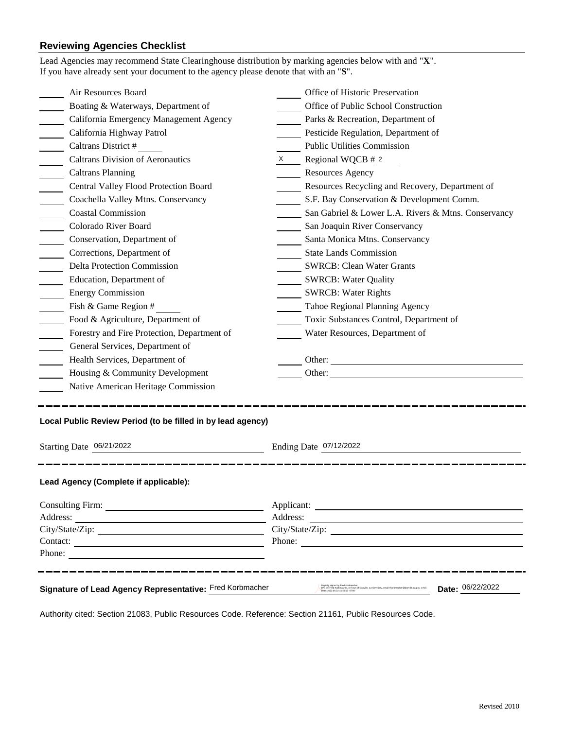## Reviewing Agencies Checklist

Lead Agencies may recommend State Clearinghouse distribution by marking agencies below with and "**X**".
If you have already sent your document to the agency please denote that with an "**S**".

| | | | |
|---|---|---|---|
| ____ | Air Resources Board | ____ | Office of Historic Preservation |
| ____ | Boating & Waterways, Department of | ____ | Office of Public School Construction |
| ____ | California Emergency Management Agency | ____ | Parks & Recreation, Department of |
| ____ | California Highway Patrol | ____ | Pesticide Regulation, Department of |
| ____ | Caltrans District # ____ | ____ | Public Utilities Commission |
| ____ | Caltrans Division of Aeronautics | X | Regional WQCB # 2 |
| ____ | Caltrans Planning | ____ | Resources Agency |
| ____ | Central Valley Flood Protection Board | ____ | Resources Recycling and Recovery, Department of |
| ____ | Coachella Valley Mtns. Conservancy | ____ | S.F. Bay Conservation & Development Comm. |
| ____ | Coastal Commission | ____ | San Gabriel & Lower L.A. Rivers & Mtns. Conservancy |
| ____ | Colorado River Board | ____ | San Joaquin River Conservancy |
| ____ | Conservation, Department of | ____ | Santa Monica Mtns. Conservancy |
| ____ | Corrections, Department of | ____ | State Lands Commission |
| ____ | Delta Protection Commission | ____ | SWRCB: Clean Water Grants |
| ____ | Education, Department of | ____ | SWRCB: Water Quality |
| ____ | Energy Commission | ____ | SWRCB: Water Rights |
| ____ | Fish & Game Region # ____ | ____ | Tahoe Regional Planning Agency |
| ____ | Food & Agriculture, Department of | ____ | Toxic Substances Control, Department of |
| ____ | Forestry and Fire Protection, Department of | ____ | Water Resources, Department of |
| ____ | General Services, Department of | | |
| ____ | Health Services, Department of | ____ | Other: ____ |
| ____ | Housing & Community Development | ____ | Other: ____ |
| ____ | Native American Heritage Commission | | |

---

**Local Public Review Period (to be filled in by lead agency)**

Starting Date 06/21/2022 Ending Date 07/12/2022

---

**Lead Agency (Complete if applicable):**

| | |
|---|---|
| Consulting Firm: | Applicant: |
| Address: | Address: |
| City/State/Zip: | City/State/Zip: |
| Contact: | Phone: |
| Phone: | |

---

**Signature of Lead Agency Representative:** Fred Korbmacher **Date:** 06/22/2022

Authority cited: Section 21083, Public Resources Code. Reference: Section 21161, Public Resources Code.

Revised 2010